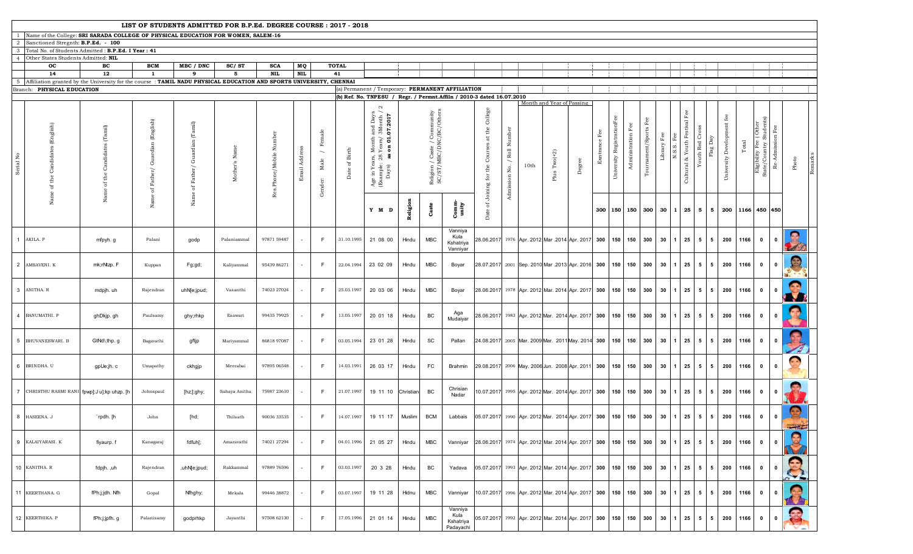# LIST OF STUDENTS ADMITTED FOR B.P.Ed. DEGREE COURSE : 2017 - 2018

1 Name of the College: **SRI SARADA COLLEGE OF PHYSICAL EDUCATION FOR WOMEN, SALEM-16**

2 Sanctioned Stregnth: **B.P.Ed. - 100**

3 Total No. of Students Admitted : **B.P.Ed. I Year : 41**

4 Other States Students Admitted: **NIL**

| OC | BC | BCM | MBC / DNC | SC/ ST | SCA | MQ | TOTAL |
|---|---|---|---|---|---|---|---|
| 14 | 12 | 1 | 9 | 5 | NIL | NIL | 41 |

5 Affiliation granted by the University for the course : **TAMIL NADU PHYSICAL EDUCATION AND SPORTS UNIVERSITY, CHENNAI**

Branch: **PHYSICAL EDUCATION**

(a) Permanent / Temporary: **PERMANENT AFFILIATION**

(b) Ref. No. TNPESU / Regr. / Permnt.Affiln / 2010-3 dated 16.07.2010

| Serial No | Name of the Candidates (English) | Name of the Candidates (Tamil) | Name of Father/ Guardian (English) | Name of Father/ Guardian (Tamil) | Mother's Name | Res.Phone/Mobile Number | Email Address | Gender: Male / Female | Date of Birth | Age in Years, Month and Days / 2 (Example: 28.Years/ 3Month / 2 Days) as on 01.07.2017 | Religion / Caste / Community SC/ST/MBC/DNC/BC/Others | | | Date of Joining for the Courses at the College | Admission No. / Roll Number | Month and Year of Passing | | | Exntrance Fee | University RegistrationFee | Administration Fee | Tournament/Sports Fee | Library Fee | N.S.S. Fee | Cultural & Youth Festival Fee | Youth Red Cross | Flag Day | University Development fee | Total | Eligibility Fee (Other State/Country Students) | Re-Admission Fee | Photo | Remarks |
|---|---|---|---|---|---|---|---|---|---|---|---|---|---|---|---|---|---|---|---|---|---|---|---|---|---|---|---|---|---|---|---|---|---|
| | | | | | | | | | | Y M D | Religion | Caste | Comm-unity | | | 10th | Plus Two(+2) | Degree | 300 | 150 | 150 | 300 | 30 | 1 | 25 | 5 | 5 | 200 | 1166 | 450 | 450 | | |
| 1 | AKILA. P | mfpyh. g | Palani | godp | Palaniammal | 97871 59487 | - | F | 31.10.1995 | 21 08 00 | Hindu | MBC | Vanniya Kula Kshatriya Vanniyar | 28.06.2017 | 1976 | Apr. 2012 | Mar .2014 | Apr. 2017 | 300 | 150 | 150 | 300 | 30 | 1 | 25 | 5 | 5 | 200 | 1166 | 0 | 0 | | |
| 2 | AMSAVENI. K | mk;rNtp. F | Kuppan | Fg;gd; | Kaliyammal | 95439 86271 | - | F | 22.04.1994 | 23 02 09 | Hindu | MBC | Boyar | 28.07.2017 | 2001 | Sep. 2010 | Mar .2013 | Apr. 2016 | 300 | 150 | 150 | 300 | 30 | 1 | 25 | 5 | 5 | 200 | 1166 | 0 | 0 | | |
| 3 | ANITHA. R | mdpjh. uh | Rajendran | uhNje;jpud; | Vasanthi | 74023 27024 | - | F | 25.03.1997 | 20 03 06 | Hindu | MBC | Boyar | 28.06.2017 | 1978 | Apr. 2012 | Mar. 2014 | Apr. 2017 | 300 | 150 | 150 | 300 | 30 | 1 | 25 | 5 | 5 | 200 | 1166 | 0 | 0 | | |
| 4 | BANUMATHI. P | ghDkjp. gh | Paulsamy | ghy;rhkp | Esawari | 99435 79925 | - | F | 13.05.1997 | 20 01 18 | Hindu | BC | Aga Mudaiyar | 28.06.2017 | 1983 | Apr. 2012 | Mar. 2014 | Apr. 2017 | 300 | 150 | 150 | 300 | 30 | 1 | 25 | 5 | 5 | 200 | 1166 | 0 | 0 | | |
| 5 | BHUVANESWARI. B | GtNd\thp. g | Bagavathi | gftjp | Mariyammal | 86818 97087 | - | F | 03.05.1994 | 23 01 28 | Hindu | SC | Pallan | 24.08.2017 | 2005 | Mar. 2009 | Mar. 2011 | May. 2014 | 300 | 150 | 150 | 300 | 30 | 1 | 25 | 5 | 5 | 200 | 1166 | 0 | 0 | | |
| 6 | BRINDHA. U | gpUe;jh. c | Umapathy | ckhgjp | Meerabai | 97895 06548 | - | F | 14.03.1991 | 26 03 17 | Hindu | FC | Brahmin | 29.08.2017 | 2006 | May. 2006 | Jun. 2008 | Apr. 2011 | 300 | 150 | 150 | 300 | 30 | 1 | 25 | 5 | 5 | 200 | 1166 | 0 | 0 | | |
| 7 | CHRISTHU RASMI RANI | fpwp];J u];kp uhzp. [h | Johnspaul | [hz;ghy; | Sahaya Anitha | 75987 23610 | - | F | 21.07.1997 | 19 11 10 | Christian | BC | Chrisian Nadar | 10.07.2017 | 1995 | Apr. 2012 | Mar. 2014 | Apr. 2017 | 300 | 150 | 150 | 300 | 30 | 1 | 25 | 5 | 5 | 200 | 1166 | 0 | 0 | | |
| 8 | HASEENA. J | `rpdh. [h | John | [hd; | Thilsath | 90036 33535 | - | F | 14.07.1997 | 19 11 17 | Muslim | BCM | Labbais | 05.07.2017 | 1990 | Apr. 2012 | Mar. 2014 | Apr. 2017 | 300 | 150 | 150 | 300 | 30 | 1 | 25 | 5 | 5 | 200 | 1166 | 0 | 0 | | |
| 9 | KALAIYARASI. K | fiyaurp. f | Kanagaraj | fdfuh[; | Amaravathi | 74021 27294 | - | F | 04.01.1996 | 21 05 27 | Hindu | MBC | Vanniyar | 28.06.2017 | 1974 | Apr. 2012 | Mar. 2014 | Apr. 2017 | 300 | 150 | 150 | 300 | 30 | 1 | 25 | 5 | 5 | 200 | 1166 | 0 | 0 | | |
| 10 | KANITHA. R | fdpjh. ,uh | Rajendran | ,uhNje;jpud; | Rakkammal | 97889 76596 | - | F | 03.03.1997 | 20 3 28 | Hindu | BC | Yadava | 05.07.2017 | 1993 | Apr. 2012 | Mar. 2014 | Apr. 2017 | 300 | 150 | 150 | 300 | 30 | 1 | 25 | 5 | 5 | 200 | 1166 | 0 | 0 | | |
| 11 | KEERTHANA. G | fPh;j;jdh. Nfh | Gopal | Nfhghy; | Mekala | 99446 38872 | - | F | 03.07.1997 | 19 11 28 | Hidnu | MBC | Vanniyar | 10.07.2017 | 1996 | Apr. 2012 | Mar. 2014 | Apr. 2017 | 300 | 150 | 150 | 300 | 30 | 1 | 25 | 5 | 5 | 200 | 1166 | 0 | 0 | | |
| 12 | KEERTHIKA. P | fPh;j;jpfh. g | Palanisamy | godprhkp | Jayanthi | 97508 62130 | - | F | 17.05.1996 | 21 01 14 | Hindu | MBC | Vanniya Kula Kshatriya Padayachi | 05.07.2017 | 1992 | Apr. 2012 | Mar. 2014 | Apr. 2017 | 300 | 150 | 150 | 300 | 30 | 1 | 25 | 5 | 5 | 200 | 1166 | 0 | 0 | | |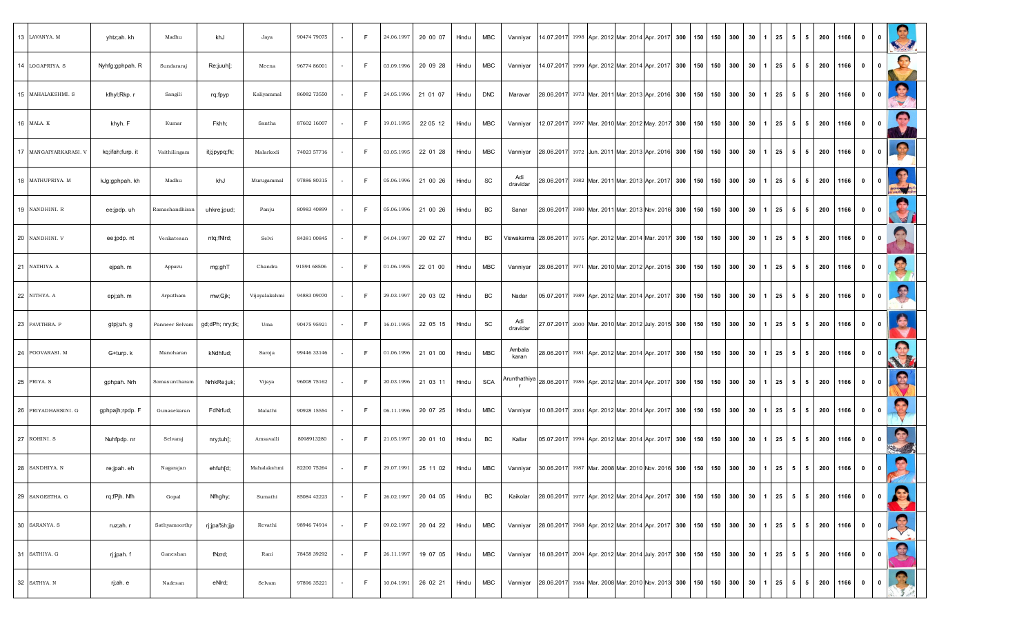| 13 | LAVANYA. M | yhtz;ah. kh | Madhu | khJ | Jaya | 90474 79075 | - | F | 24.06.1997 | 20 00 07 | Hindu | MBC | Vanniyar | 14.07.2017 | 1998 | Apr. 2012 | Mar. 2014 | Apr. 2017 | 300 | 150 | 150 | 300 | 30 | 1 | 25 | 5 | 5 | 200 | 1166 | 0 | 0 | |
|---|---|---|---|---|---|---|---|---|---|---|---|---|---|---|---|---|---|---|---|---|---|---|---|---|---|---|---|---|---|---|---|---|
| 14 | LOGAPRIYA. S | Nyhfg;gphpah. R | Sundararaj | Re;juuh[; | Meena | 96774 86001 | - | F | 03.09.1996 | 20 09 28 | Hindu | MBC | Vanniyar | 14.07.2017 | 1999 | Apr. 2012 | Mar. 2014 | Apr. 2017 | 300 | 150 | 150 | 300 | 30 | 1 | 25 | 5 | 5 | 200 | 1166 | 0 | 0 | |
| 15 | MAHALAKSHMI. S | kfhyl;Rkp. r | Sangili | rq;fpyp | Kaliyammal | 86082 73550 | - | F | 24.05.1996 | 21 01 07 | Hindu | DNC | Maravar | 28.06.2017 | 1973 | Mar. 2011 | Mar. 2013 | Apr. 2016 | 300 | 150 | 150 | 300 | 30 | 1 | 25 | 5 | 5 | 200 | 1166 | 0 | 0 | |
| 16 | MALA. K | khyh. F | Kumar | Fkhh; | Santha | 87602 16007 | - | F | 19.01.1995 | 22 05 12 | Hindu | MBC | Vanniyar | 12.07.2017 | 1997 | Mar. 2010 | Mar. 2012 | May. 2017 | 300 | 150 | 150 | 300 | 30 | 1 | 25 | 5 | 5 | 200 | 1166 | 0 | 0 | |
| 17 | MANGAIYARKARASI. V | kq;ifah;furp. it | Vaithilingam | itj;jpypq;fk; | Malarkodi | 74023 57716 | - | F | 03.05.1995 | 22 01 28 | Hindu | MBC | Vanniyar | 28.06.2017 | 1972 | Jun. 2011 | Mar. 2013 | Apr. 2016 | 300 | 150 | 150 | 300 | 30 | 1 | 25 | 5 | 5 | 200 | 1166 | 0 | 0 | |
| 18 | MATHUPRIYA. M | kJg;gphpah. kh | Madhu | khJ | Murugammal | 97886 80315 | - | F | 05.06.1996 | 21 00 26 | Hindu | SC | Adi dravidar | 28.06.2017 | 1982 | Mar. 2011 | Mar. 2013 | Apr. 2017 | 300 | 150 | 150 | 300 | 30 | 1 | 25 | 5 | 5 | 200 | 1166 | 0 | 0 | |
| 19 | NANDHINI. R | ee;jpdp. uh | Ramachandhiran | uhkre;jpud; | Panju | 80983 40899 | - | F | 05.06.1996 | 21 00 26 | Hindu | BC | Sanar | 28.06.2017 | 1980 | Mar. 2011 | Mar. 2013 | Nov. 2016 | 300 | 150 | 150 | 300 | 30 | 1 | 25 | 5 | 5 | 200 | 1166 | 0 | 0 | |
| 20 | NANDHINI. V | ee;jpdp. nt | Venkatesan | ntq;fNrd; | Selvi | 84381 00845 | - | F | 04.04.1997 | 20 02 27 | Hindu | BC | Viswakarma | 28.06.2017 | 1975 | Apr. 2012 | Mar. 2014 | Mar. 2017 | 300 | 150 | 150 | 300 | 30 | 1 | 25 | 5 | 5 | 200 | 1166 | 0 | 0 | |
| 21 | NATHIYA. A | ejpah. m | Appavu | mg;ghT | Chandra | 91594 68506 | - | F | 01.06.1995 | 22 01 00 | Hindu | MBC | Vanniyar | 28.06.2017 | 1971 | Mar. 2010 | Mar. 2012 | Apr. 2015 | 300 | 150 | 150 | 300 | 30 | 1 | 25 | 5 | 5 | 200 | 1166 | 0 | 0 | |
| 22 | NITHYA. A | epj;ah. m | Arputham | mw;Gjk; | Vijayalakshmi | 94883 09070 | - | F | 29.03.1997 | 20 03 02 | Hindu | BC | Nadar | 05.07.2017 | 1989 | Apr. 2012 | Mar. 2014 | Apr. 2017 | 300 | 150 | 150 | 300 | 30 | 1 | 25 | 5 | 5 | 200 | 1166 | 0 | 0 | |
| 23 | PAVITHRA. P | gtpj;uh. g | Panneer Selvam | gd;dPh; nry;tk; | Uma | 90475 95921 | - | F | 16.01.1995 | 22 05 15 | Hindu | SC | Adi dravidar | 27.07.2017 | 2000 | Mar. 2010 | Mar. 2012 | July. 2015 | 300 | 150 | 150 | 300 | 30 | 1 | 25 | 5 | 5 | 200 | 1166 | 0 | 0 | |
| 24 | POOVARASI. M | G+turp. k | Manoharan | kNdhfud; | Saroja | 99446 33146 | - | F | 01.06.1996 | 21 01 00 | Hindu | MBC | Ambala karan | 28.06.2017 | 1981 | Apr. 2012 | Mar. 2014 | Apr. 2017 | 300 | 150 | 150 | 300 | 30 | 1 | 25 | 5 | 5 | 200 | 1166 | 0 | 0 | |
| 25 | PRIYA. S | gphpah. Nrh | Somasuntharam | NrhkRe;juk; | Vijaya | 96008 75162 | - | F | 20.03.1996 | 21 03 11 | Hindu | SCA | Arunthathiyar | 28.06.2017 | 1986 | Apr. 2012 | Mar. 2014 | Apr. 2017 | 300 | 150 | 150 | 300 | 30 | 1 | 25 | 5 | 5 | 200 | 1166 | 0 | 0 | |
| 26 | PRIYADHARSINI. G | gphpajh;rpdp. F | Gunasekaran | FdNrfud; | Malathi | 90928 15554 | - | F | 06.11.1996 | 20 07 25 | Hindu | MBC | Vanniyar | 10.08.2017 | 2003 | Apr. 2012 | Mar. 2014 | Apr. 2017 | 300 | 150 | 150 | 300 | 30 | 1 | 25 | 5 | 5 | 200 | 1166 | 0 | 0 | |
| 27 | ROHINI. S | Nuhfpdp. nr | Selvaraj | nry;tuh[; | Amsavalli | 8098913280 | - | F | 21.05.1997 | 20 01 10 | Hindu | BC | Kallar | 05.07.2017 | 1994 | Apr. 2012 | Mar. 2014 | Apr. 2017 | 300 | 150 | 150 | 300 | 30 | 1 | 25 | 5 | 5 | 200 | 1166 | 0 | 0 | |
| 28 | SANDHIYA. N | re;jpah. eh | Nagarajan | ehfuh[d; | Mahalakshmi | 82200 75264 | - | F | 29.07.1991 | 25 11 02 | Hindu | MBC | Vanniyar | 30.06.2017 | 1987 | Mar. 2008 | Mar. 2010 | Nov. 2016 | 300 | 150 | 150 | 300 | 30 | 1 | 25 | 5 | 5 | 200 | 1166 | 0 | 0 | |
| 29 | SANGEETHA. G | rq;fPjh. Nfh | Gopal | Nfhghy; | Sumathi | 85084 42223 | - | F | 26.02.1997 | 20 04 05 | Hindu | BC | Kaikolar | 28.06.2017 | 1977 | Apr. 2012 | Mar. 2014 | Apr. 2017 | 300 | 150 | 150 | 300 | 30 | 1 | 25 | 5 | 5 | 200 | 1166 | 0 | 0 | |
| 30 | SARANYA. S | ruz;ah. r | Sathyamoorthy | rj;jpa%h;jjp | Revathi | 98946 74914 | - | F | 09.02.1997 | 20 04 22 | Hindu | MBC | Vanniyar | 28.06.2017 | 1968 | Apr. 2012 | Mar. 2014 | Apr. 2017 | 300 | 150 | 150 | 300 | 30 | 1 | 25 | 5 | 5 | 200 | 1166 | 0 | 0 | |
| 31 | SATHIYA. G | rj;jpah. f | Ganeshan | fNzd; | Rani | 78458 39292 | - | F | 26.11.1997 | 19 07 05 | Hindu | MBC | Vanniyar | 18.08.2017 | 2004 | Apr. 2012 | Mar. 2014 | July. 2017 | 300 | 150 | 150 | 300 | 30 | 1 | 25 | 5 | 5 | 200 | 1166 | 0 | 0 | |
| 32 | SATHYA. N | rj;ah. e | Nadesan | eNrd; | Selvam | 97896 35221 | - | F | 10.04.1991 | 26 02 21 | Hindu | MBC | Vanniyar | 28.06.2017 | 1984 | Mar. 2008 | Mar. 2010 | Nov. 2013 | 300 | 150 | 150 | 300 | 30 | 1 | 25 | 5 | 5 | 200 | 1166 | 0 | 0 | |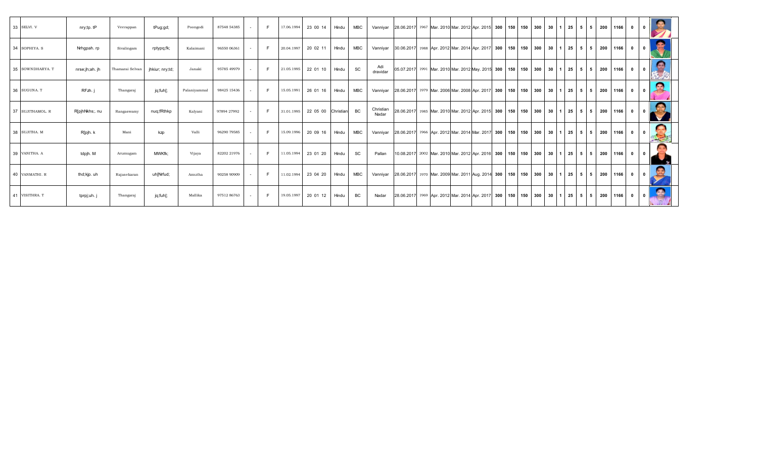| | | | | | | | | | | | | | | | | | | | | | | | | | | | | | | | |
|---|---|---|---|---|---|---|---|---|---|---|---|---|---|---|---|---|---|---|---|---|---|---|---|---|---|---|---|---|---|---|---|
| 33 | SELVI. V | nry;tp. tP | Veerappan | tPug;gd; | Poongodi | 87548 54385 | - | F | 17.06.1994 | 23 00 14 | Hindu | MBC | Vanniyar | 28.06.2017 | 1967 | Mar. 2010 | Mar. 2012 | Apr. 2015 | 300 | 150 | 150 | 300 | 30 | 1 | 25 | 5 | 5 | 200 | 1166 | 0 | 0 |
| 34 | SOPHIYA. S | Nrhgpah. rp | Sivalingam | rptypq;fk; | Kalaimani | 96550 06361 | - | F | 20.04.1997 | 20 02 11 | Hindu | MBC | Vanniyar | 30.06.2017 | 1988 | Apr. 2012 | Mar. 2014 | Apr. 2017 | 300 | 150 | 150 | 300 | 30 | 1 | 25 | 5 | 5 | 200 | 1166 | 0 | 0 |
| 35 | SOWNDHARYA. T | nrse;jh;ah. jh | Thamarai Selvan | jhkiur; nry;td; | Janaki | 95785 49979 | - | F | 21.05.1995 | 22 01 10 | Hindu | SC | Adi dravidar | 05.07.2017 | 1991 | Mar. 2010 | Mar. 2012 | May. 2015 | 300 | 150 | 150 | 300 | 30 | 1 | 25 | 5 | 5 | 200 | 1166 | 0 | 0 |
| 36 | SUGUNA. T | RFzh. j | Thangaraj | jq;fuh[; | Palaniyammal | 98425 15436 | - | F | 15.05.1991 | 26 01 16 | Hindu | MBC | Vanniyar | 28.06.2017 | 1979 | Mar. 2006 | Mar. 2008 | Apr. 2017 | 300 | 150 | 150 | 300 | 30 | 1 | 25 | 5 | 5 | 200 | 1166 | 0 | 0 |
| 37 | SUJITHAMOL. R | R[pjhNkhs;. nu | Rangaswamy | nuq;fRthkp | Kalyani | 97894 27992 | - | F | 31.01.1995 | 22 05 00 | Christian | BC | Christian Nadar | 28.06.2017 | 1985 | Mar. 2010 | Mar. 2012 | Apr. 2015 | 300 | 150 | 150 | 300 | 30 | 1 | 25 | 5 | 5 | 200 | 1166 | 0 | 0 |
| 38 | SUJITHA. M | R[pjh. k | Mani | kzp | Valli | 96290 79585 | - | F | 15.09.1996 | 20 09 16 | Hindu | MBC | Vanniyar | 28.06.2017 | 1966 | Apr. 2012 | Mar. 2014 | Mar. 2017 | 300 | 150 | 150 | 300 | 30 | 1 | 25 | 5 | 5 | 200 | 1166 | 0 | 0 |
| 39 | VANITHA. A | tdpjh. M | Arumugam | MWKfk; | Vijaya | 82202 21976 | - | F | 11.05.1994 | 23 01 20 | Hindu | SC | Pallan | 10.08.2017 | 2002 | Mar. 2010 | Mar. 2012 | Apr. 2016 | 300 | 150 | 150 | 300 | 30 | 1 | 25 | 5 | 5 | 200 | 1166 | 0 | 0 |
| 40 | VANMATHI. R | thd;kjp. uh | Rajasekaran | uh[Nrfud; | Amutha | 90258 90909 | - | F | 11.02.1994 | 23 04 20 | Hindu | MBC | Vanniyar | 28.06.2017 | 1970 | Mar. 2009 | Mar. 2011 | Aug. 2014 | 300 | 150 | 150 | 300 | 30 | 1 | 25 | 5 | 5 | 200 | 1166 | 0 | 0 |
| 41 | VISITHRA. T | tprpj;uh. j | Thangaraj | jq;fuh[; | Mallika | 97512 86763 | - | F | 19.05.1997 | 20 01 12 | Hindu | BC | Nadar | 28.06.2017 | 1969 | Apr. 2012 | Mar. 2014 | Apr. 2017 | 300 | 150 | 150 | 300 | 30 | 1 | 25 | 5 | 5 | 200 | 1166 | 0 | 0 |